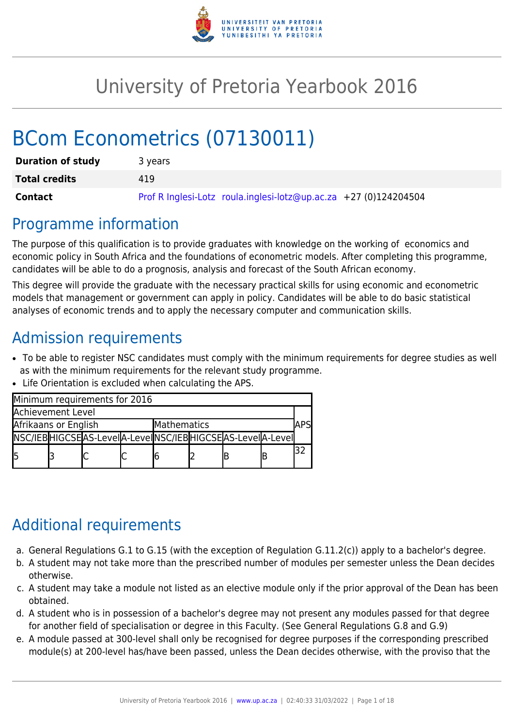# University of Pretoria Yearbook 2016

# BCom Econometrics (07130011)

| | |
|---|---|
| **Duration of study** | 3 years |
| **Total credits** | 419 |
| **Contact** | Prof R Inglesi-Lotz roula.inglesi-lotz@up.ac.za +27 (0)124204504 |

## Programme information

The purpose of this qualification is to provide graduates with knowledge on the working of economics and economic policy in South Africa and the foundations of econometric models. After completing this programme, candidates will be able to do a prognosis, analysis and forecast of the South African economy.

This degree will provide the graduate with the necessary practical skills for using economic and econometric models that management or government can apply in policy. Candidates will be able to do basic statistical analyses of economic trends and to apply the necessary computer and communication skills.

## Admission requirements

- To be able to register NSC candidates must comply with the minimum requirements for degree studies as well as with the minimum requirements for the relevant study programme.
- Life Orientation is excluded when calculating the APS.

| Minimum requirements for 2016 | | | | | | | | |
|---|---|---|---|---|---|---|---|---|
| Achievement Level | | | | | | | | APS |
| Afrikaans or English | | | | Mathematics | | | | |
| NSC/IEB | HIGCSE | AS-Level | A-Level | NSC/IEB | HIGCSE | AS-Level | A-Level | |
| 5 | 3 | C | C | 6 | 2 | B | B | 32 |

## Additional requirements

a. General Regulations G.1 to G.15 (with the exception of Regulation G.11.2(c)) apply to a bachelor's degree.
b. A student may not take more than the prescribed number of modules per semester unless the Dean decides otherwise.
c. A student may take a module not listed as an elective module only if the prior approval of the Dean has been obtained.
d. A student who is in possession of a bachelor's degree may not present any modules passed for that degree for another field of specialisation or degree in this Faculty. (See General Regulations G.8 and G.9)
e. A module passed at 300-level shall only be recognised for degree purposes if the corresponding prescribed module(s) at 200-level has/have been passed, unless the Dean decides otherwise, with the proviso that the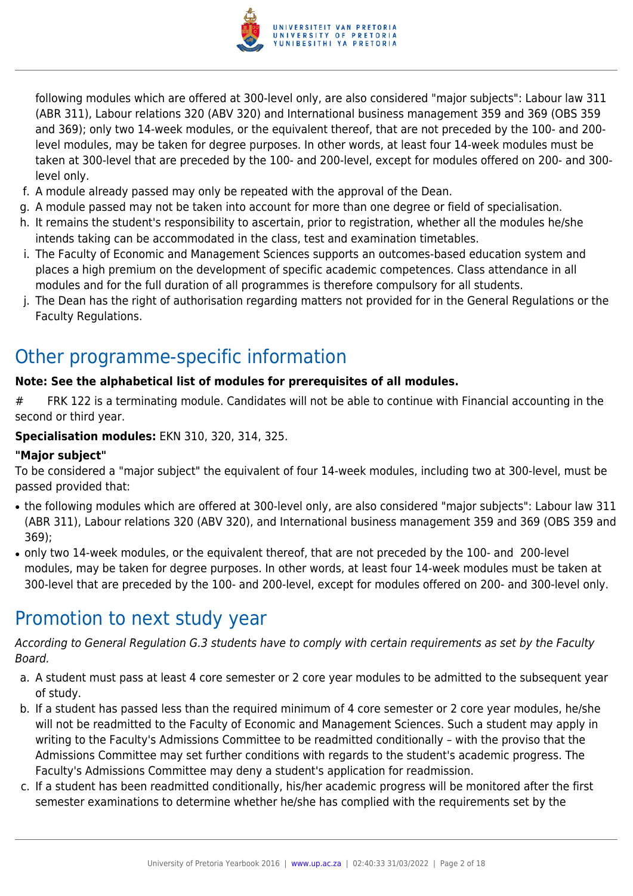following modules which are offered at 300-level only, are also considered "major subjects": Labour law 311 (ABR 311), Labour relations 320 (ABV 320) and International business management 359 and 369 (OBS 359 and 369); only two 14-week modules, or the equivalent thereof, that are not preceded by the 100- and 200-level modules, may be taken for degree purposes. In other words, at least four 14-week modules must be taken at 300-level that are preceded by the 100- and 200-level, except for modules offered on 200- and 300-level only.

f. A module already passed may only be repeated with the approval of the Dean.
g. A module passed may not be taken into account for more than one degree or field of specialisation.
h. It remains the student's responsibility to ascertain, prior to registration, whether all the modules he/she intends taking can be accommodated in the class, test and examination timetables.
i. The Faculty of Economic and Management Sciences supports an outcomes-based education system and places a high premium on the development of specific academic competences. Class attendance in all modules and for the full duration of all programmes is therefore compulsory for all students.
j. The Dean has the right of authorisation regarding matters not provided for in the General Regulations or the Faculty Regulations.

## Other programme-specific information

**Note: See the alphabetical list of modules for prerequisites of all modules.**

# FRK 122 is a terminating module. Candidates will not be able to continue with Financial accounting in the second or third year.

**Specialisation modules:** EKN 310, 320, 314, 325.

**"Major subject"**

To be considered a "major subject" the equivalent of four 14-week modules, including two at 300-level, must be passed provided that:

- the following modules which are offered at 300-level only, are also considered "major subjects": Labour law 311 (ABR 311), Labour relations 320 (ABV 320), and International business management 359 and 369 (OBS 359 and 369);
- only two 14-week modules, or the equivalent thereof, that are not preceded by the 100- and 200-level modules, may be taken for degree purposes. In other words, at least four 14-week modules must be taken at 300-level that are preceded by the 100- and 200-level, except for modules offered on 200- and 300-level only.

## Promotion to next study year

*According to General Regulation G.3 students have to comply with certain requirements as set by the Faculty Board.*

a. A student must pass at least 4 core semester or 2 core year modules to be admitted to the subsequent year of study.
b. If a student has passed less than the required minimum of 4 core semester or 2 core year modules, he/she will not be readmitted to the Faculty of Economic and Management Sciences. Such a student may apply in writing to the Faculty's Admissions Committee to be readmitted conditionally – with the proviso that the Admissions Committee may set further conditions with regards to the student's academic progress. The Faculty's Admissions Committee may deny a student's application for readmission.
c. If a student has been readmitted conditionally, his/her academic progress will be monitored after the first semester examinations to determine whether he/she has complied with the requirements set by the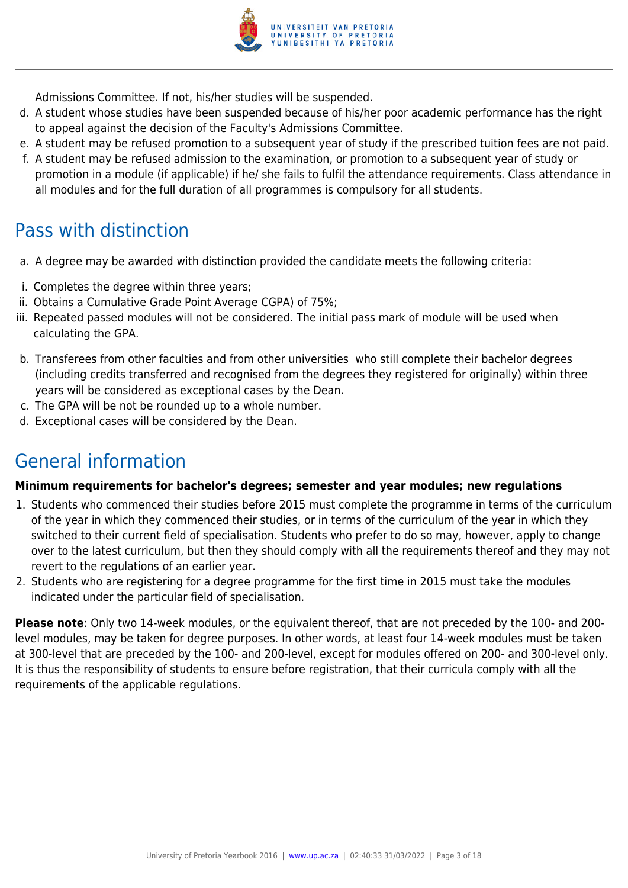Admissions Committee. If not, his/her studies will be suspended.

d. A student whose studies have been suspended because of his/her poor academic performance has the right to appeal against the decision of the Faculty's Admissions Committee.
e. A student may be refused promotion to a subsequent year of study if the prescribed tuition fees are not paid.
f. A student may be refused admission to the examination, or promotion to a subsequent year of study or promotion in a module (if applicable) if he/ she fails to fulfil the attendance requirements. Class attendance in all modules and for the full duration of all programmes is compulsory for all students.

## Pass with distinction

a. A degree may be awarded with distinction provided the candidate meets the following criteria:

i. Completes the degree within three years;
ii. Obtains a Cumulative Grade Point Average CGPA) of 75%;
iii. Repeated passed modules will not be considered. The initial pass mark of module will be used when calculating the GPA.

b. Transferees from other faculties and from other universities who still complete their bachelor degrees (including credits transferred and recognised from the degrees they registered for originally) within three years will be considered as exceptional cases by the Dean.
c. The GPA will be not be rounded up to a whole number.
d. Exceptional cases will be considered by the Dean.

## General information

**Minimum requirements for bachelor's degrees; semester and year modules; new regulations**

1. Students who commenced their studies before 2015 must complete the programme in terms of the curriculum of the year in which they commenced their studies, or in terms of the curriculum of the year in which they switched to their current field of specialisation. Students who prefer to do so may, however, apply to change over to the latest curriculum, but then they should comply with all the requirements thereof and they may not revert to the regulations of an earlier year.
2. Students who are registering for a degree programme for the first time in 2015 must take the modules indicated under the particular field of specialisation.

**Please note**: Only two 14-week modules, or the equivalent thereof, that are not preceded by the 100- and 200-level modules, may be taken for degree purposes. In other words, at least four 14-week modules must be taken at 300-level that are preceded by the 100- and 200-level, except for modules offered on 200- and 300-level only. It is thus the responsibility of students to ensure before registration, that their curricula comply with all the requirements of the applicable regulations.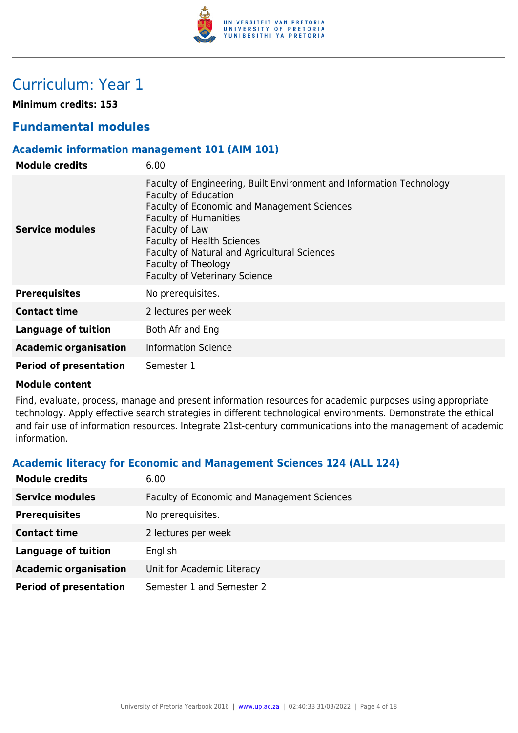# Curriculum: Year 1

**Minimum credits: 153**

## Fundamental modules

### Academic information management 101 (AIM 101)

| | |
|---|---|
| **Module credits** | 6.00 |
| **Service modules** | Faculty of Engineering, Built Environment and Information Technology<br>Faculty of Education<br>Faculty of Economic and Management Sciences<br>Faculty of Humanities<br>Faculty of Law<br>Faculty of Health Sciences<br>Faculty of Natural and Agricultural Sciences<br>Faculty of Theology<br>Faculty of Veterinary Science |
| **Prerequisites** | No prerequisites. |
| **Contact time** | 2 lectures per week |
| **Language of tuition** | Both Afr and Eng |
| **Academic organisation** | Information Science |
| **Period of presentation** | Semester 1 |

**Module content**

Find, evaluate, process, manage and present information resources for academic purposes using appropriate technology. Apply effective search strategies in different technological environments. Demonstrate the ethical and fair use of information resources. Integrate 21st-century communications into the management of academic information.

### Academic literacy for Economic and Management Sciences 124 (ALL 124)

| | |
|---|---|
| **Module credits** | 6.00 |
| **Service modules** | Faculty of Economic and Management Sciences |
| **Prerequisites** | No prerequisites. |
| **Contact time** | 2 lectures per week |
| **Language of tuition** | English |
| **Academic organisation** | Unit for Academic Literacy |
| **Period of presentation** | Semester 1 and Semester 2 |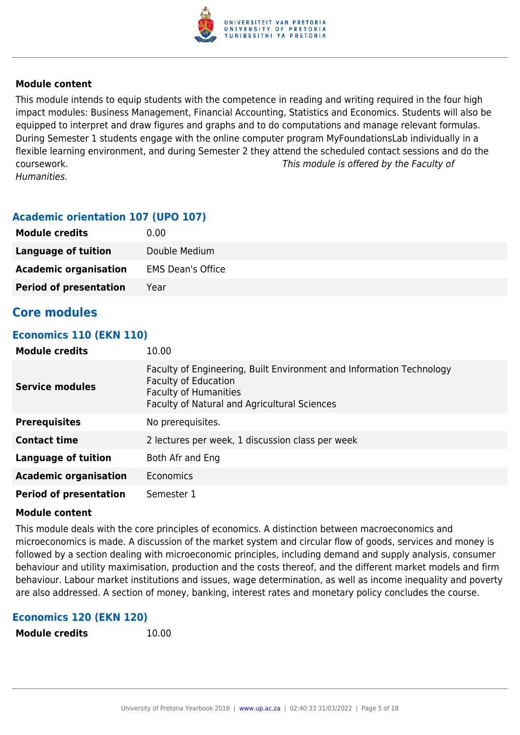**Module content**

This module intends to equip students with the competence in reading and writing required in the four high impact modules: Business Management, Financial Accounting, Statistics and Economics. Students will also be equipped to interpret and draw figures and graphs and to do computations and manage relevant formulas. During Semester 1 students engage with the online computer program MyFoundationsLab individually in a flexible learning environment, and during Semester 2 they attend the scheduled contact sessions and do the coursework. *This module is offered by the Faculty of Humanities.*

### Academic orientation 107 (UPO 107)

| | |
|---|---|
| **Module credits** | 0.00 |
| **Language of tuition** | Double Medium |
| **Academic organisation** | EMS Dean's Office |
| **Period of presentation** | Year |

## Core modules

### Economics 110 (EKN 110)

| | |
|---|---|
| **Module credits** | 10.00 |
| **Service modules** | Faculty of Engineering, Built Environment and Information Technology<br>Faculty of Education<br>Faculty of Humanities<br>Faculty of Natural and Agricultural Sciences |
| **Prerequisites** | No prerequisites. |
| **Contact time** | 2 lectures per week, 1 discussion class per week |
| **Language of tuition** | Both Afr and Eng |
| **Academic organisation** | Economics |
| **Period of presentation** | Semester 1 |

**Module content**

This module deals with the core principles of economics. A distinction between macroeconomics and microeconomics is made. A discussion of the market system and circular flow of goods, services and money is followed by a section dealing with microeconomic principles, including demand and supply analysis, consumer behaviour and utility maximisation, production and the costs thereof, and the different market models and firm behaviour. Labour market institutions and issues, wage determination, as well as income inequality and poverty are also addressed. A section of money, banking, interest rates and monetary policy concludes the course.

### Economics 120 (EKN 120)

| | |
|---|---|
| **Module credits** | 10.00 |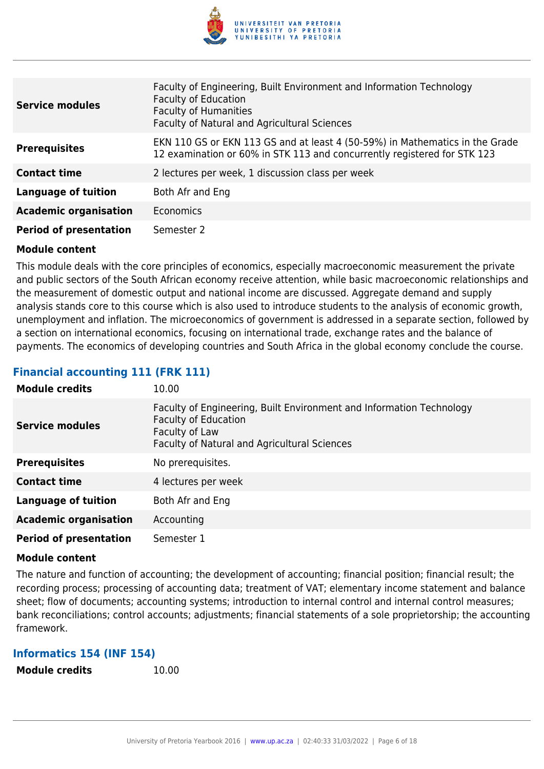| | |
|---|---|
| **Service modules** | Faculty of Engineering, Built Environment and Information Technology<br>Faculty of Education<br>Faculty of Humanities<br>Faculty of Natural and Agricultural Sciences |
| **Prerequisites** | EKN 110 GS or EKN 113 GS and at least 4 (50-59%) in Mathematics in the Grade 12 examination or 60% in STK 113 and concurrently registered for STK 123 |
| **Contact time** | 2 lectures per week, 1 discussion class per week |
| **Language of tuition** | Both Afr and Eng |
| **Academic organisation** | Economics |
| **Period of presentation** | Semester 2 |

**Module content**

This module deals with the core principles of economics, especially macroeconomic measurement the private and public sectors of the South African economy receive attention, while basic macroeconomic relationships and the measurement of domestic output and national income are discussed. Aggregate demand and supply analysis stands core to this course which is also used to introduce students to the analysis of economic growth, unemployment and inflation. The microeconomics of government is addressed in a separate section, followed by a section on international economics, focusing on international trade, exchange rates and the balance of payments. The economics of developing countries and South Africa in the global economy conclude the course.

### Financial accounting 111 (FRK 111)

| | |
|---|---|
| **Module credits** | 10.00 |
| **Service modules** | Faculty of Engineering, Built Environment and Information Technology<br>Faculty of Education<br>Faculty of Law<br>Faculty of Natural and Agricultural Sciences |
| **Prerequisites** | No prerequisites. |
| **Contact time** | 4 lectures per week |
| **Language of tuition** | Both Afr and Eng |
| **Academic organisation** | Accounting |
| **Period of presentation** | Semester 1 |

**Module content**

The nature and function of accounting; the development of accounting; financial position; financial result; the recording process; processing of accounting data; treatment of VAT; elementary income statement and balance sheet; flow of documents; accounting systems; introduction to internal control and internal control measures; bank reconciliations; control accounts; adjustments; financial statements of a sole proprietorship; the accounting framework.

### Informatics 154 (INF 154)

| | |
|---|---|
| **Module credits** | 10.00 |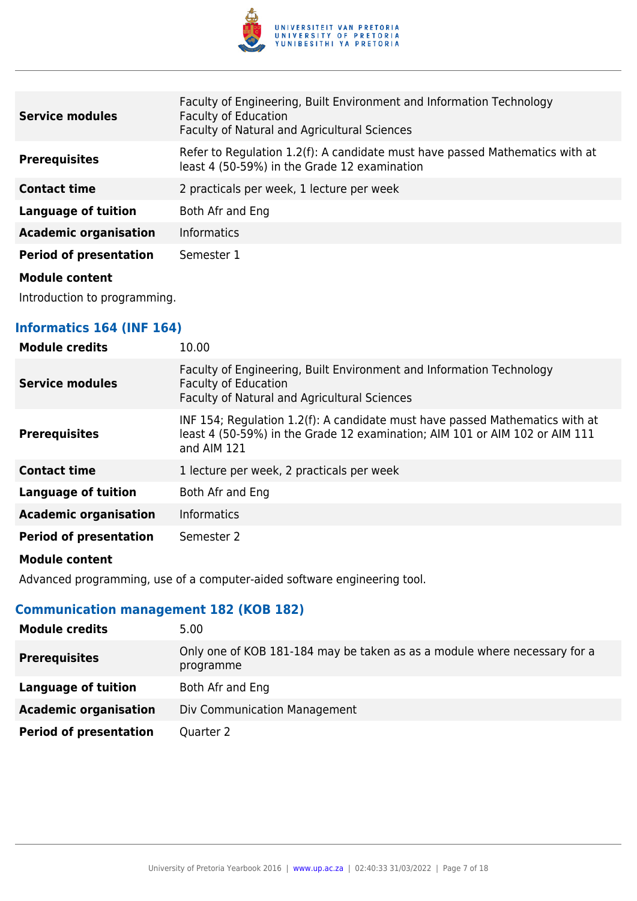| | |
|---|---|
| **Service modules** | Faculty of Engineering, Built Environment and Information Technology<br>Faculty of Education<br>Faculty of Natural and Agricultural Sciences |
| **Prerequisites** | Refer to Regulation 1.2(f): A candidate must have passed Mathematics with at least 4 (50-59%) in the Grade 12 examination |
| **Contact time** | 2 practicals per week, 1 lecture per week |
| **Language of tuition** | Both Afr and Eng |
| **Academic organisation** | Informatics |
| **Period of presentation** | Semester 1 |

**Module content**

Introduction to programming.

### Informatics 164 (INF 164)

| | |
|---|---|
| **Module credits** | 10.00 |
| **Service modules** | Faculty of Engineering, Built Environment and Information Technology<br>Faculty of Education<br>Faculty of Natural and Agricultural Sciences |
| **Prerequisites** | INF 154; Regulation 1.2(f): A candidate must have passed Mathematics with at least 4 (50-59%) in the Grade 12 examination; AIM 101 or AIM 102 or AIM 111 and AIM 121 |
| **Contact time** | 1 lecture per week, 2 practicals per week |
| **Language of tuition** | Both Afr and Eng |
| **Academic organisation** | Informatics |
| **Period of presentation** | Semester 2 |

**Module content**

Advanced programming, use of a computer-aided software engineering tool.

### Communication management 182 (KOB 182)

| | |
|---|---|
| **Module credits** | 5.00 |
| **Prerequisites** | Only one of KOB 181-184 may be taken as as a module where necessary for a programme |
| **Language of tuition** | Both Afr and Eng |
| **Academic organisation** | Div Communication Management |
| **Period of presentation** | Quarter 2 |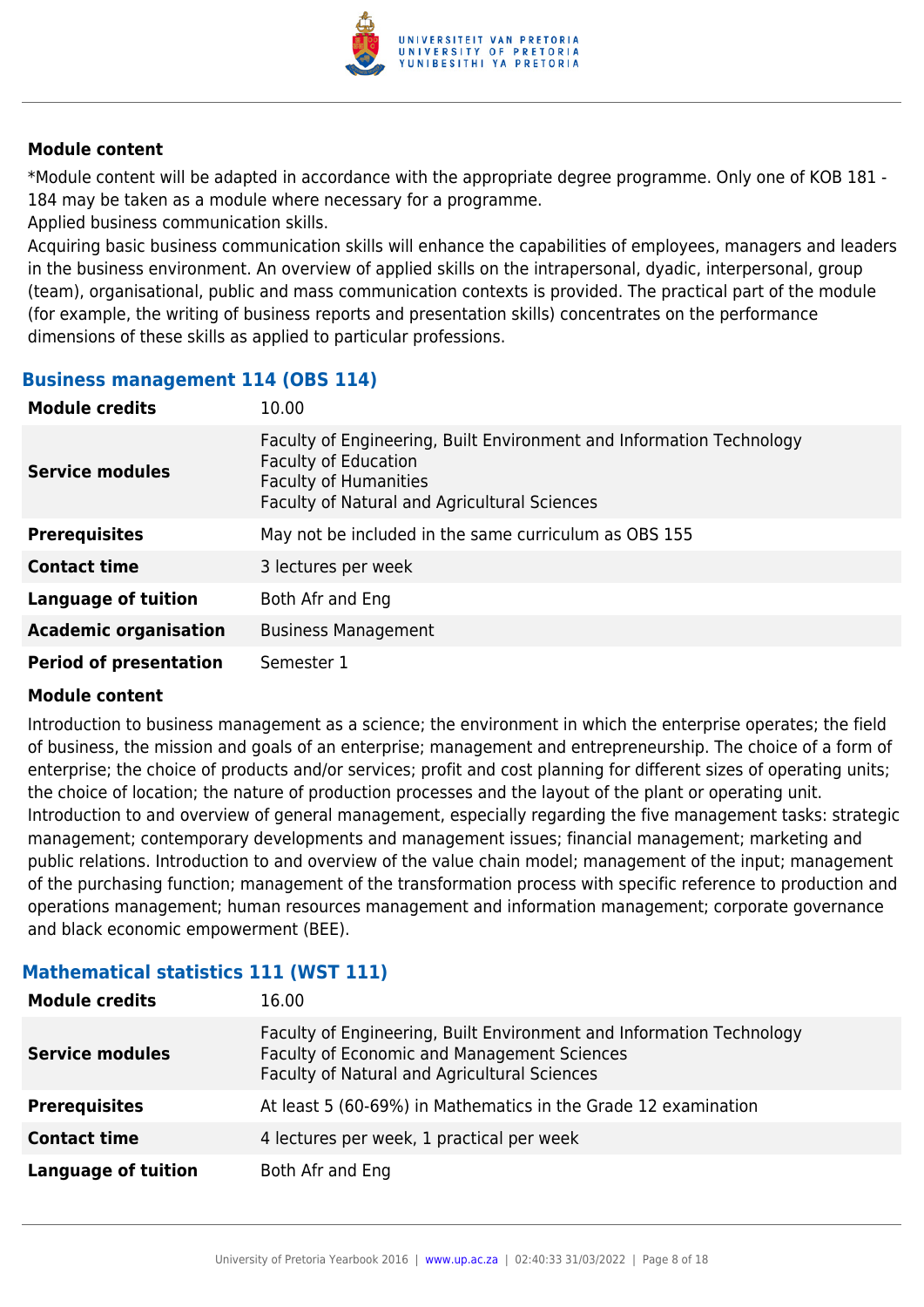**Module content**

*Module content will be adapted in accordance with the appropriate degree programme. Only one of KOB 181 - 184 may be taken as a module where necessary for a programme.
Applied business communication skills.
Acquiring basic business communication skills will enhance the capabilities of employees, managers and leaders in the business environment. An overview of applied skills on the intrapersonal, dyadic, interpersonal, group (team), organisational, public and mass communication contexts is provided. The practical part of the module (for example, the writing of business reports and presentation skills) concentrates on the performance dimensions of these skills as applied to particular professions.

### Business management 114 (OBS 114)

| | |
|---|---|
| **Module credits** | 10.00 |
| **Service modules** | Faculty of Engineering, Built Environment and Information Technology<br>Faculty of Education<br>Faculty of Humanities<br>Faculty of Natural and Agricultural Sciences |
| **Prerequisites** | May not be included in the same curriculum as OBS 155 |
| **Contact time** | 3 lectures per week |
| **Language of tuition** | Both Afr and Eng |
| **Academic organisation** | Business Management |
| **Period of presentation** | Semester 1 |

**Module content**

Introduction to business management as a science; the environment in which the enterprise operates; the field of business, the mission and goals of an enterprise; management and entrepreneurship. The choice of a form of enterprise; the choice of products and/or services; profit and cost planning for different sizes of operating units; the choice of location; the nature of production processes and the layout of the plant or operating unit. Introduction to and overview of general management, especially regarding the five management tasks: strategic management; contemporary developments and management issues; financial management; marketing and public relations. Introduction to and overview of the value chain model; management of the input; management of the purchasing function; management of the transformation process with specific reference to production and operations management; human resources management and information management; corporate governance and black economic empowerment (BEE).

### Mathematical statistics 111 (WST 111)

| | |
|---|---|
| **Module credits** | 16.00 |
| **Service modules** | Faculty of Engineering, Built Environment and Information Technology<br>Faculty of Economic and Management Sciences<br>Faculty of Natural and Agricultural Sciences |
| **Prerequisites** | At least 5 (60-69%) in Mathematics in the Grade 12 examination |
| **Contact time** | 4 lectures per week, 1 practical per week |
| **Language of tuition** | Both Afr and Eng |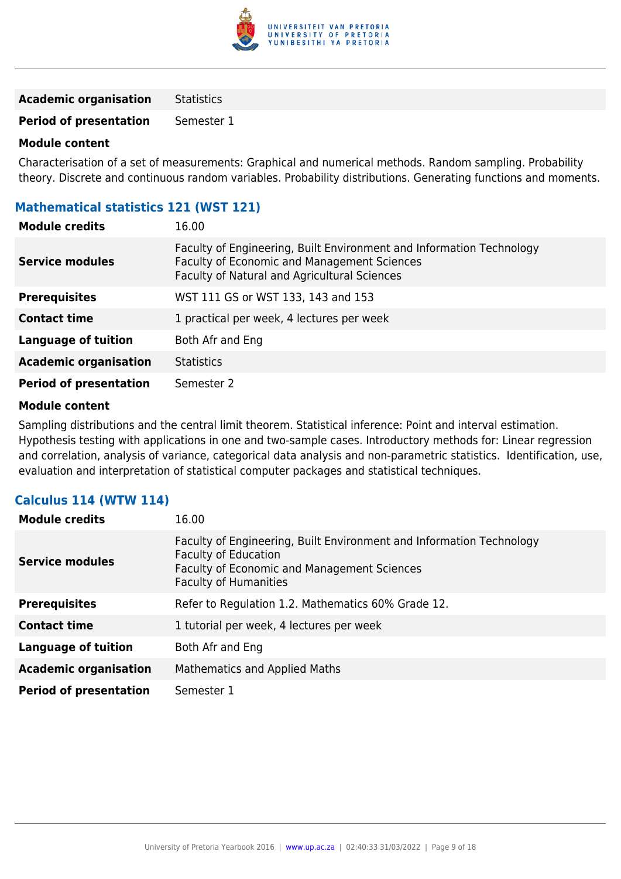| | |
|---|---|
| **Academic organisation** | Statistics |
| **Period of presentation** | Semester 1 |

**Module content**

Characterisation of a set of measurements: Graphical and numerical methods. Random sampling. Probability theory. Discrete and continuous random variables. Probability distributions. Generating functions and moments.

### Mathematical statistics 121 (WST 121)

| | |
|---|---|
| **Module credits** | 16.00 |
| **Service modules** | Faculty of Engineering, Built Environment and Information Technology<br>Faculty of Economic and Management Sciences<br>Faculty of Natural and Agricultural Sciences |
| **Prerequisites** | WST 111 GS or WST 133, 143 and 153 |
| **Contact time** | 1 practical per week, 4 lectures per week |
| **Language of tuition** | Both Afr and Eng |
| **Academic organisation** | Statistics |
| **Period of presentation** | Semester 2 |

**Module content**

Sampling distributions and the central limit theorem. Statistical inference: Point and interval estimation. Hypothesis testing with applications in one and two-sample cases. Introductory methods for: Linear regression and correlation, analysis of variance, categorical data analysis and non-parametric statistics. Identification, use, evaluation and interpretation of statistical computer packages and statistical techniques.

### Calculus 114 (WTW 114)

| | |
|---|---|
| **Module credits** | 16.00 |
| **Service modules** | Faculty of Engineering, Built Environment and Information Technology<br>Faculty of Education<br>Faculty of Economic and Management Sciences<br>Faculty of Humanities |
| **Prerequisites** | Refer to Regulation 1.2. Mathematics 60% Grade 12. |
| **Contact time** | 1 tutorial per week, 4 lectures per week |
| **Language of tuition** | Both Afr and Eng |
| **Academic organisation** | Mathematics and Applied Maths |
| **Period of presentation** | Semester 1 |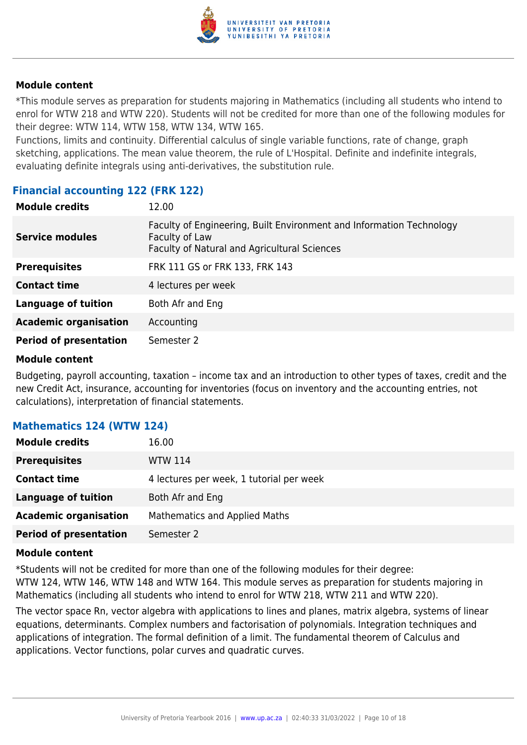**Module content**

*This module serves as preparation for students majoring in Mathematics (including all students who intend to enrol for WTW 218 and WTW 220). Students will not be credited for more than one of the following modules for their degree: WTW 114, WTW 158, WTW 134, WTW 165.
Functions, limits and continuity. Differential calculus of single variable functions, rate of change, graph sketching, applications. The mean value theorem, the rule of L'Hospital. Definite and indefinite integrals, evaluating definite integrals using anti-derivatives, the substitution rule.

### Financial accounting 122 (FRK 122)

| | |
|---|---|
| **Module credits** | 12.00 |
| **Service modules** | Faculty of Engineering, Built Environment and Information Technology<br>Faculty of Law<br>Faculty of Natural and Agricultural Sciences |
| **Prerequisites** | FRK 111 GS or FRK 133, FRK 143 |
| **Contact time** | 4 lectures per week |
| **Language of tuition** | Both Afr and Eng |
| **Academic organisation** | Accounting |
| **Period of presentation** | Semester 2 |

**Module content**

Budgeting, payroll accounting, taxation – income tax and an introduction to other types of taxes, credit and the new Credit Act, insurance, accounting for inventories (focus on inventory and the accounting entries, not calculations), interpretation of financial statements.

### Mathematics 124 (WTW 124)

| | |
|---|---|
| **Module credits** | 16.00 |
| **Prerequisites** | WTW 114 |
| **Contact time** | 4 lectures per week, 1 tutorial per week |
| **Language of tuition** | Both Afr and Eng |
| **Academic organisation** | Mathematics and Applied Maths |
| **Period of presentation** | Semester 2 |

**Module content**

*Students will not be credited for more than one of the following modules for their degree:
WTW 124, WTW 146, WTW 148 and WTW 164. This module serves as preparation for students majoring in Mathematics (including all students who intend to enrol for WTW 218, WTW 211 and WTW 220).

The vector space Rn, vector algebra with applications to lines and planes, matrix algebra, systems of linear equations, determinants. Complex numbers and factorisation of polynomials. Integration techniques and applications of integration. The formal definition of a limit. The fundamental theorem of Calculus and applications. Vector functions, polar curves and quadratic curves.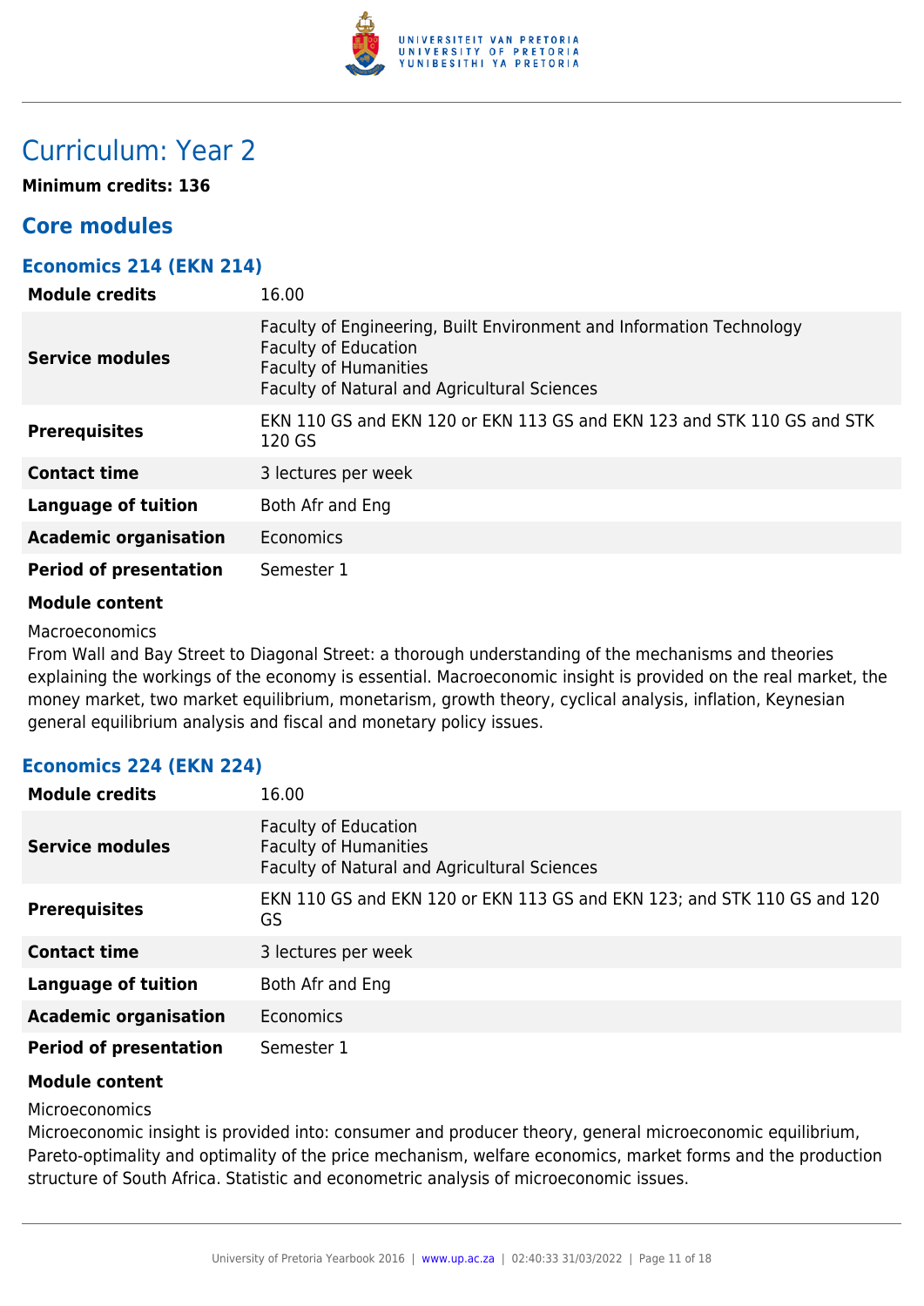# Curriculum: Year 2

**Minimum credits: 136**

## Core modules

### Economics 214 (EKN 214)

| | |
|---|---|
| **Module credits** | 16.00 |
| **Service modules** | Faculty of Engineering, Built Environment and Information Technology<br>Faculty of Education<br>Faculty of Humanities<br>Faculty of Natural and Agricultural Sciences |
| **Prerequisites** | EKN 110 GS and EKN 120 or EKN 113 GS and EKN 123 and STK 110 GS and STK 120 GS |
| **Contact time** | 3 lectures per week |
| **Language of tuition** | Both Afr and Eng |
| **Academic organisation** | Economics |
| **Period of presentation** | Semester 1 |

**Module content**

Macroeconomics

From Wall and Bay Street to Diagonal Street: a thorough understanding of the mechanisms and theories explaining the workings of the economy is essential. Macroeconomic insight is provided on the real market, the money market, two market equilibrium, monetarism, growth theory, cyclical analysis, inflation, Keynesian general equilibrium analysis and fiscal and monetary policy issues.

### Economics 224 (EKN 224)

| | |
|---|---|
| **Module credits** | 16.00 |
| **Service modules** | Faculty of Education<br>Faculty of Humanities<br>Faculty of Natural and Agricultural Sciences |
| **Prerequisites** | EKN 110 GS and EKN 120 or EKN 113 GS and EKN 123; and STK 110 GS and 120 GS |
| **Contact time** | 3 lectures per week |
| **Language of tuition** | Both Afr and Eng |
| **Academic organisation** | Economics |
| **Period of presentation** | Semester 1 |

**Module content**

Microeconomics

Microeconomic insight is provided into: consumer and producer theory, general microeconomic equilibrium, Pareto-optimality and optimality of the price mechanism, welfare economics, market forms and the production structure of South Africa. Statistic and econometric analysis of microeconomic issues.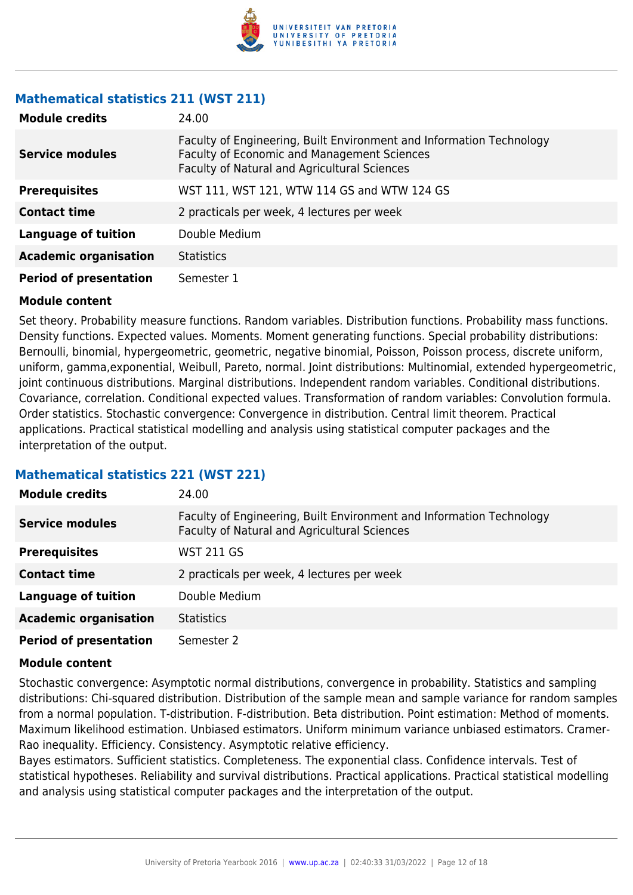### Mathematical statistics 211 (WST 211)

| | |
|---|---|
| **Module credits** | 24.00 |
| **Service modules** | Faculty of Engineering, Built Environment and Information Technology<br>Faculty of Economic and Management Sciences<br>Faculty of Natural and Agricultural Sciences |
| **Prerequisites** | WST 111, WST 121, WTW 114 GS and WTW 124 GS |
| **Contact time** | 2 practicals per week, 4 lectures per week |
| **Language of tuition** | Double Medium |
| **Academic organisation** | Statistics |
| **Period of presentation** | Semester 1 |

**Module content**

Set theory. Probability measure functions. Random variables. Distribution functions. Probability mass functions. Density functions. Expected values. Moments. Moment generating functions. Special probability distributions: Bernoulli, binomial, hypergeometric, geometric, negative binomial, Poisson, Poisson process, discrete uniform, uniform, gamma,exponential, Weibull, Pareto, normal. Joint distributions: Multinomial, extended hypergeometric, joint continuous distributions. Marginal distributions. Independent random variables. Conditional distributions. Covariance, correlation. Conditional expected values. Transformation of random variables: Convolution formula. Order statistics. Stochastic convergence: Convergence in distribution. Central limit theorem. Practical applications. Practical statistical modelling and analysis using statistical computer packages and the interpretation of the output.

### Mathematical statistics 221 (WST 221)

| | |
|---|---|
| **Module credits** | 24.00 |
| **Service modules** | Faculty of Engineering, Built Environment and Information Technology<br>Faculty of Natural and Agricultural Sciences |
| **Prerequisites** | WST 211 GS |
| **Contact time** | 2 practicals per week, 4 lectures per week |
| **Language of tuition** | Double Medium |
| **Academic organisation** | Statistics |
| **Period of presentation** | Semester 2 |

**Module content**

Stochastic convergence: Asymptotic normal distributions, convergence in probability. Statistics and sampling distributions: Chi-squared distribution. Distribution of the sample mean and sample variance for random samples from a normal population. T-distribution. F-distribution. Beta distribution. Point estimation: Method of moments. Maximum likelihood estimation. Unbiased estimators. Uniform minimum variance unbiased estimators. Cramer-Rao inequality. Efficiency. Consistency. Asymptotic relative efficiency.
Bayes estimators. Sufficient statistics. Completeness. The exponential class. Confidence intervals. Test of statistical hypotheses. Reliability and survival distributions. Practical applications. Practical statistical modelling and analysis using statistical computer packages and the interpretation of the output.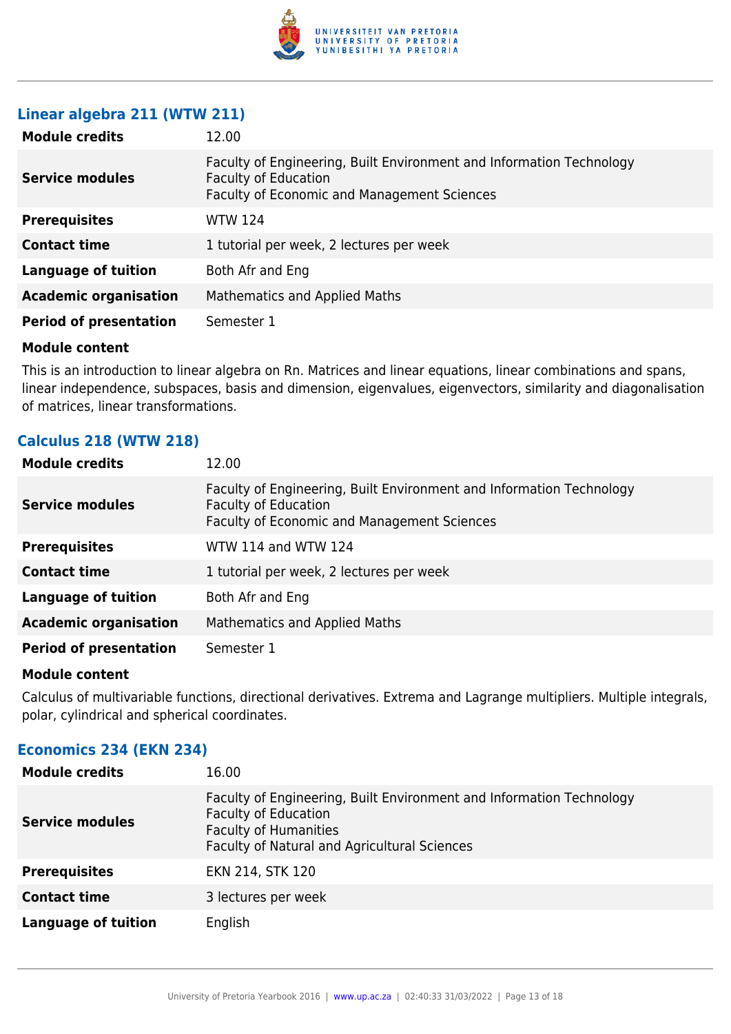### Linear algebra 211 (WTW 211)

| | |
|---|---|
| **Module credits** | 12.00 |
| **Service modules** | Faculty of Engineering, Built Environment and Information Technology<br>Faculty of Education<br>Faculty of Economic and Management Sciences |
| **Prerequisites** | WTW 124 |
| **Contact time** | 1 tutorial per week, 2 lectures per week |
| **Language of tuition** | Both Afr and Eng |
| **Academic organisation** | Mathematics and Applied Maths |
| **Period of presentation** | Semester 1 |

**Module content**

This is an introduction to linear algebra on Rn. Matrices and linear equations, linear combinations and spans, linear independence, subspaces, basis and dimension, eigenvalues, eigenvectors, similarity and diagonalisation of matrices, linear transformations.

### Calculus 218 (WTW 218)

| | |
|---|---|
| **Module credits** | 12.00 |
| **Service modules** | Faculty of Engineering, Built Environment and Information Technology<br>Faculty of Education<br>Faculty of Economic and Management Sciences |
| **Prerequisites** | WTW 114 and WTW 124 |
| **Contact time** | 1 tutorial per week, 2 lectures per week |
| **Language of tuition** | Both Afr and Eng |
| **Academic organisation** | Mathematics and Applied Maths |
| **Period of presentation** | Semester 1 |

**Module content**

Calculus of multivariable functions, directional derivatives. Extrema and Lagrange multipliers. Multiple integrals, polar, cylindrical and spherical coordinates.

### Economics 234 (EKN 234)

| | |
|---|---|
| **Module credits** | 16.00 |
| **Service modules** | Faculty of Engineering, Built Environment and Information Technology<br>Faculty of Education<br>Faculty of Humanities<br>Faculty of Natural and Agricultural Sciences |
| **Prerequisites** | EKN 214, STK 120 |
| **Contact time** | 3 lectures per week |
| **Language of tuition** | English |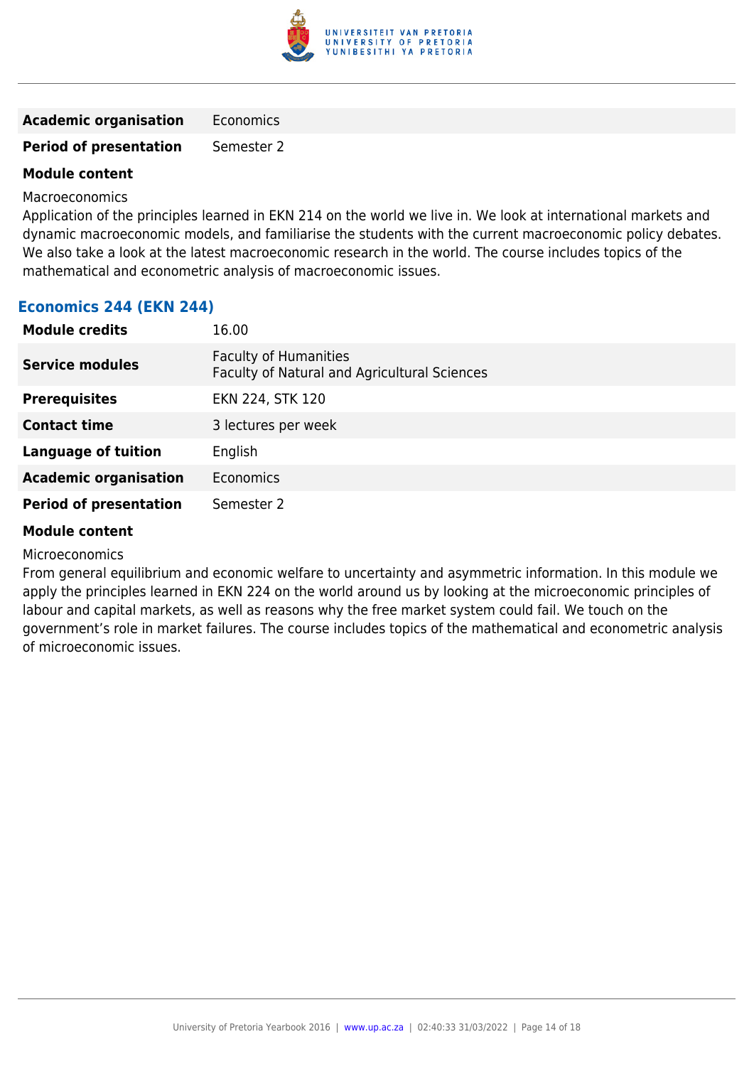| | |
|---|---|
| **Academic organisation** | Economics |
| **Period of presentation** | Semester 2 |

**Module content**

Macroeconomics

Application of the principles learned in EKN 214 on the world we live in. We look at international markets and dynamic macroeconomic models, and familiarise the students with the current macroeconomic policy debates. We also take a look at the latest macroeconomic research in the world. The course includes topics of the mathematical and econometric analysis of macroeconomic issues.

### Economics 244 (EKN 244)

| | |
|---|---|
| **Module credits** | 16.00 |
| **Service modules** | Faculty of Humanities<br>Faculty of Natural and Agricultural Sciences |
| **Prerequisites** | EKN 224, STK 120 |
| **Contact time** | 3 lectures per week |
| **Language of tuition** | English |
| **Academic organisation** | Economics |
| **Period of presentation** | Semester 2 |

**Module content**

Microeconomics

From general equilibrium and economic welfare to uncertainty and asymmetric information. In this module we apply the principles learned in EKN 224 on the world around us by looking at the microeconomic principles of labour and capital markets, as well as reasons why the free market system could fail. We touch on the government's role in market failures. The course includes topics of the mathematical and econometric analysis of microeconomic issues.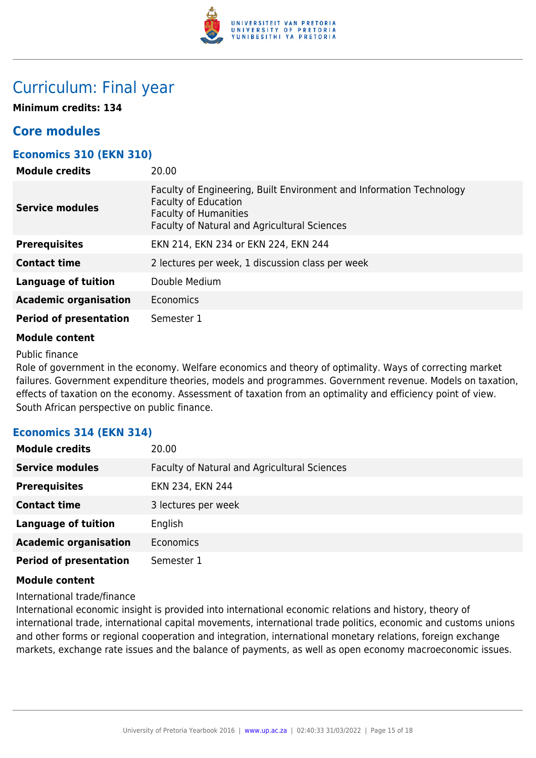# Curriculum: Final year

**Minimum credits: 134**

## Core modules

### Economics 310 (EKN 310)

| | |
|---|---|
| **Module credits** | 20.00 |
| **Service modules** | Faculty of Engineering, Built Environment and Information Technology<br>Faculty of Education<br>Faculty of Humanities<br>Faculty of Natural and Agricultural Sciences |
| **Prerequisites** | EKN 214, EKN 234 or EKN 224, EKN 244 |
| **Contact time** | 2 lectures per week, 1 discussion class per week |
| **Language of tuition** | Double Medium |
| **Academic organisation** | Economics |
| **Period of presentation** | Semester 1 |

**Module content**

Public finance

Role of government in the economy. Welfare economics and theory of optimality. Ways of correcting market failures. Government expenditure theories, models and programmes. Government revenue. Models on taxation, effects of taxation on the economy. Assessment of taxation from an optimality and efficiency point of view. South African perspective on public finance.

### Economics 314 (EKN 314)

| | |
|---|---|
| **Module credits** | 20.00 |
| **Service modules** | Faculty of Natural and Agricultural Sciences |
| **Prerequisites** | EKN 234, EKN 244 |
| **Contact time** | 3 lectures per week |
| **Language of tuition** | English |
| **Academic organisation** | Economics |
| **Period of presentation** | Semester 1 |

**Module content**

International trade/finance

International economic insight is provided into international economic relations and history, theory of international trade, international capital movements, international trade politics, economic and customs unions and other forms or regional cooperation and integration, international monetary relations, foreign exchange markets, exchange rate issues and the balance of payments, as well as open economy macroeconomic issues.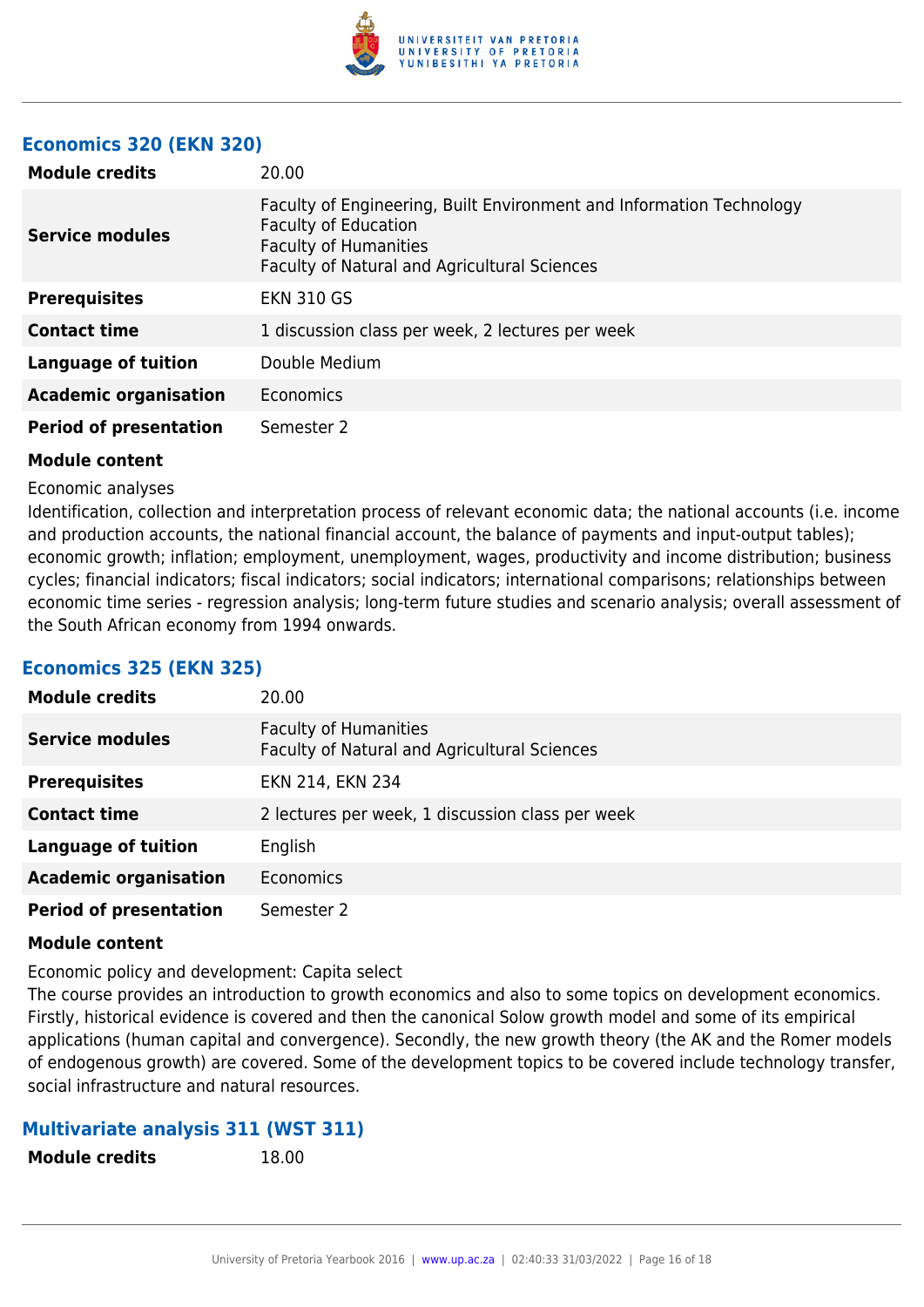### Economics 320 (EKN 320)

| | |
|---|---|
| **Module credits** | 20.00 |
| **Service modules** | Faculty of Engineering, Built Environment and Information Technology<br>Faculty of Education<br>Faculty of Humanities<br>Faculty of Natural and Agricultural Sciences |
| **Prerequisites** | EKN 310 GS |
| **Contact time** | 1 discussion class per week, 2 lectures per week |
| **Language of tuition** | Double Medium |
| **Academic organisation** | Economics |
| **Period of presentation** | Semester 2 |

**Module content**

Economic analyses

Identification, collection and interpretation process of relevant economic data; the national accounts (i.e. income and production accounts, the national financial account, the balance of payments and input-output tables); economic growth; inflation; employment, unemployment, wages, productivity and income distribution; business cycles; financial indicators; fiscal indicators; social indicators; international comparisons; relationships between economic time series - regression analysis; long-term future studies and scenario analysis; overall assessment of the South African economy from 1994 onwards.

### Economics 325 (EKN 325)

| | |
|---|---|
| **Module credits** | 20.00 |
| **Service modules** | Faculty of Humanities<br>Faculty of Natural and Agricultural Sciences |
| **Prerequisites** | EKN 214, EKN 234 |
| **Contact time** | 2 lectures per week, 1 discussion class per week |
| **Language of tuition** | English |
| **Academic organisation** | Economics |
| **Period of presentation** | Semester 2 |

**Module content**

Economic policy and development: Capita select

The course provides an introduction to growth economics and also to some topics on development economics. Firstly, historical evidence is covered and then the canonical Solow growth model and some of its empirical applications (human capital and convergence). Secondly, the new growth theory (the AK and the Romer models of endogenous growth) are covered. Some of the development topics to be covered include technology transfer, social infrastructure and natural resources.

### Multivariate analysis 311 (WST 311)

| | |
|---|---|
| **Module credits** | 18.00 |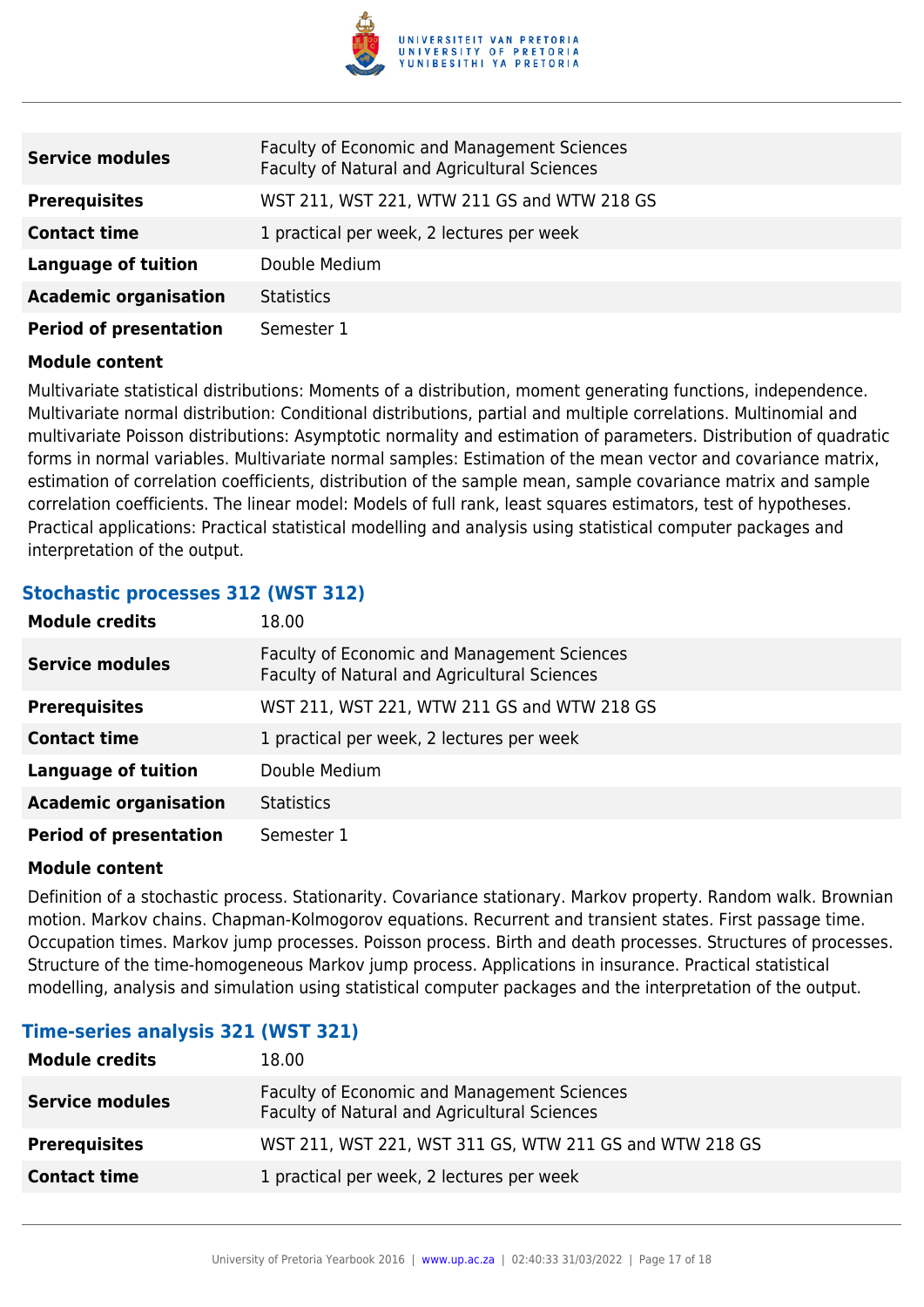| | |
|---|---|
| **Service modules** | Faculty of Economic and Management Sciences<br>Faculty of Natural and Agricultural Sciences |
| **Prerequisites** | WST 211, WST 221, WTW 211 GS and WTW 218 GS |
| **Contact time** | 1 practical per week, 2 lectures per week |
| **Language of tuition** | Double Medium |
| **Academic organisation** | Statistics |
| **Period of presentation** | Semester 1 |

**Module content**

Multivariate statistical distributions: Moments of a distribution, moment generating functions, independence. Multivariate normal distribution: Conditional distributions, partial and multiple correlations. Multinomial and multivariate Poisson distributions: Asymptotic normality and estimation of parameters. Distribution of quadratic forms in normal variables. Multivariate normal samples: Estimation of the mean vector and covariance matrix, estimation of correlation coefficients, distribution of the sample mean, sample covariance matrix and sample correlation coefficients. The linear model: Models of full rank, least squares estimators, test of hypotheses. Practical applications: Practical statistical modelling and analysis using statistical computer packages and interpretation of the output.

### Stochastic processes 312 (WST 312)

| | |
|---|---|
| **Module credits** | 18.00 |
| **Service modules** | Faculty of Economic and Management Sciences<br>Faculty of Natural and Agricultural Sciences |
| **Prerequisites** | WST 211, WST 221, WTW 211 GS and WTW 218 GS |
| **Contact time** | 1 practical per week, 2 lectures per week |
| **Language of tuition** | Double Medium |
| **Academic organisation** | Statistics |
| **Period of presentation** | Semester 1 |

**Module content**

Definition of a stochastic process. Stationarity. Covariance stationary. Markov property. Random walk. Brownian motion. Markov chains. Chapman-Kolmogorov equations. Recurrent and transient states. First passage time. Occupation times. Markov jump processes. Poisson process. Birth and death processes. Structures of processes. Structure of the time-homogeneous Markov jump process. Applications in insurance. Practical statistical modelling, analysis and simulation using statistical computer packages and the interpretation of the output.

### Time-series analysis 321 (WST 321)

| | |
|---|---|
| **Module credits** | 18.00 |
| **Service modules** | Faculty of Economic and Management Sciences<br>Faculty of Natural and Agricultural Sciences |
| **Prerequisites** | WST 211, WST 221, WST 311 GS, WTW 211 GS and WTW 218 GS |
| **Contact time** | 1 practical per week, 2 lectures per week |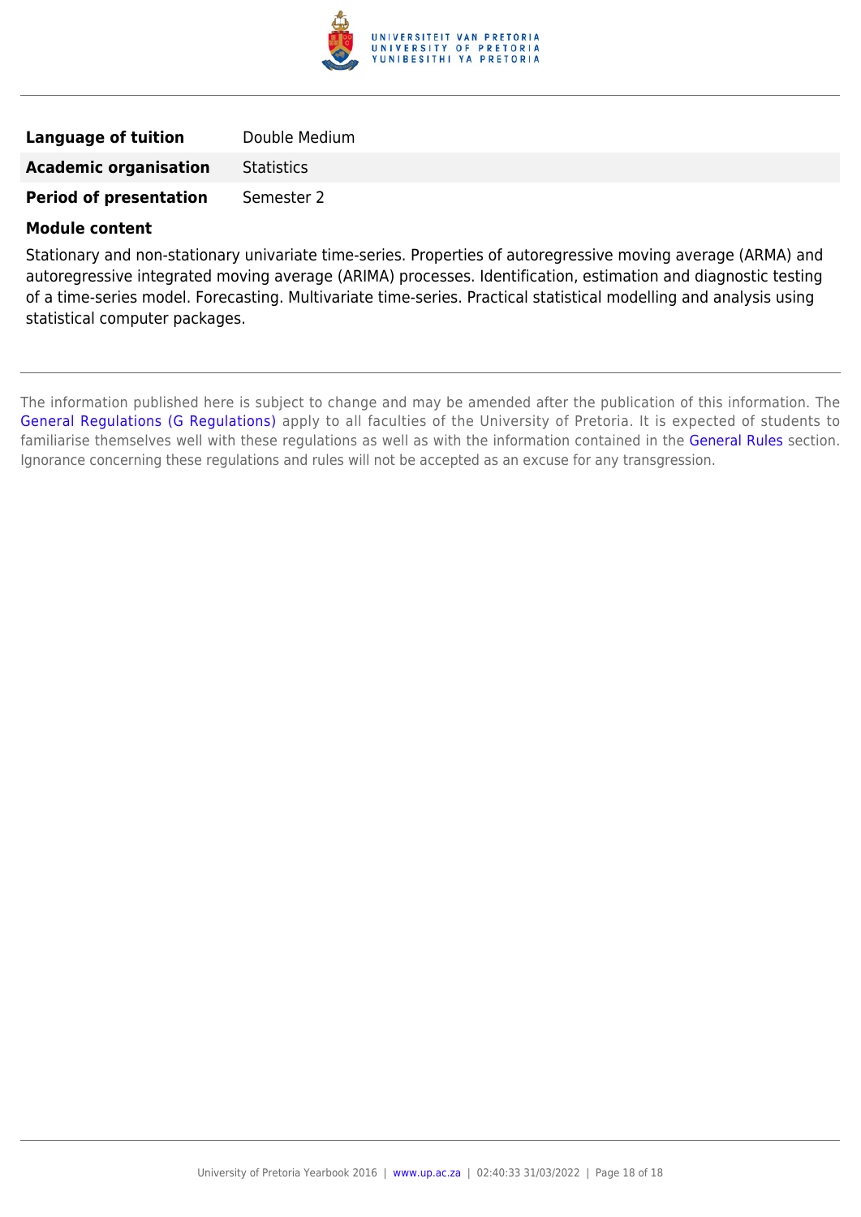| | |
|---|---|
| **Language of tuition** | Double Medium |
| **Academic organisation** | Statistics |
| **Period of presentation** | Semester 2 |

**Module content**

Stationary and non-stationary univariate time-series. Properties of autoregressive moving average (ARMA) and autoregressive integrated moving average (ARIMA) processes. Identification, estimation and diagnostic testing of a time-series model. Forecasting. Multivariate time-series. Practical statistical modelling and analysis using statistical computer packages.

---

The information published here is subject to change and may be amended after the publication of this information. The General Regulations (G Regulations) apply to all faculties of the University of Pretoria. It is expected of students to familiarise themselves well with these regulations as well as with the information contained in the General Rules section. Ignorance concerning these regulations and rules will not be accepted as an excuse for any transgression.